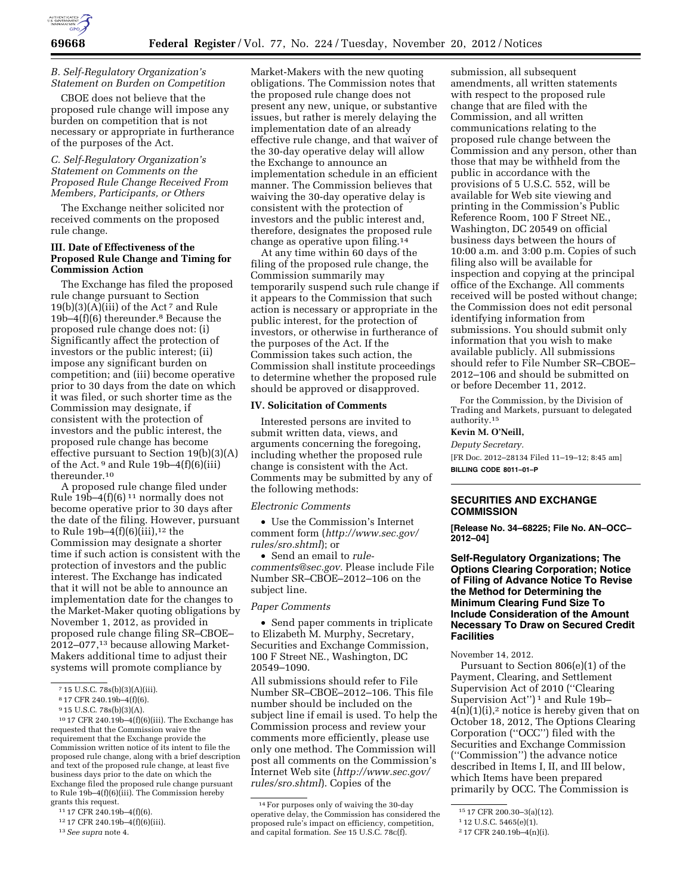### *B. Self-Regulatory Organization's Statement on Burden on Competition*

CBOE does not believe that the proposed rule change will impose any burden on competition that is not necessary or appropriate in furtherance of the purposes of the Act.

### *C. Self-Regulatory Organization's Statement on Comments on the Proposed Rule Change Received From Members, Participants, or Others*

The Exchange neither solicited nor received comments on the proposed rule change.

## III. Date of Effectiveness of the Proposed Rule Change and Timing for Commission Action

The Exchange has filed the proposed rule change pursuant to Section 19(b)(3)(A)(iii) of the Act [7] and Rule 19b–4(f)(6) thereunder.[8] Because the proposed rule change does not: (i) Significantly affect the protection of investors or the public interest; (ii) impose any significant burden on competition; and (iii) become operative prior to 30 days from the date on which it was filed, or such shorter time as the Commission may designate, if consistent with the protection of investors and the public interest, the proposed rule change has become effective pursuant to Section 19(b)(3)(A) of the Act. [9] and Rule 19b–4(f)(6)(iii) thereunder.[10]

A proposed rule change filed under Rule 19b–4(f)(6) [11] normally does not become operative prior to 30 days after the date of the filing. However, pursuant to Rule 19b–4(f)(6)(iii),[12] the Commission may designate a shorter time if such action is consistent with the protection of investors and the public interest. The Exchange has indicated that it will not be able to announce an implementation date for the changes to the Market-Maker quoting obligations by November 1, 2012, as provided in proposed rule change filing SR–CBOE–2012–077,[13] because allowing Market-Makers additional time to adjust their systems will promote compliance by Market-Makers with the new quoting obligations. The Commission notes that the proposed rule change does not present any new, unique, or substantive issues, but rather is merely delaying the implementation date of an already effective rule change, and that waiver of the 30-day operative delay will allow the Exchange to announce an implementation schedule in an efficient manner. The Commission believes that waiving the 30-day operative delay is consistent with the protection of investors and the public interest and, therefore, designates the proposed rule change as operative upon filing.[14]

At any time within 60 days of the filing of the proposed rule change, the Commission summarily may temporarily suspend such rule change if it appears to the Commission that such action is necessary or appropriate in the public interest, for the protection of investors, or otherwise in furtherance of the purposes of the Act. If the Commission takes such action, the Commission shall institute proceedings to determine whether the proposed rule should be approved or disapproved.

## IV. Solicitation of Comments

Interested persons are invited to submit written data, views, and arguments concerning the foregoing, including whether the proposed rule change is consistent with the Act. Comments may be submitted by any of the following methods:

*Electronic Comments*

- Use the Commission's Internet comment form (*http://www.sec.gov/rules/sro.shtml*); or
- Send an email to *rule-comments@sec.gov*. Please include File Number SR–CBOE–2012–106 on the subject line.

*Paper Comments*

- Send paper comments in triplicate to Elizabeth M. Murphy, Secretary, Securities and Exchange Commission, 100 F Street NE., Washington, DC 20549–1090.

All submissions should refer to File Number SR–CBOE–2012–106. This file number should be included on the subject line if email is used. To help the Commission process and review your comments more efficiently, please use only one method. The Commission will post all comments on the Commission's Internet Web site (*http://www.sec.gov/rules/sro.shtml*). Copies of the submission, all subsequent amendments, all written statements with respect to the proposed rule change that are filed with the Commission, and all written communications relating to the proposed rule change between the Commission and any person, other than those that may be withheld from the public in accordance with the provisions of 5 U.S.C. 552, will be available for Web site viewing and printing in the Commission's Public Reference Room, 100 F Street NE., Washington, DC 20549 on official business days between the hours of 10:00 a.m. and 3:00 p.m. Copies of such filing also will be available for inspection and copying at the principal office of the Exchange. All comments received will be posted without change; the Commission does not edit personal identifying information from submissions. You should submit only information that you wish to make available publicly. All submissions should refer to File Number SR–CBOE–2012–106 and should be submitted on or before December 11, 2012.

For the Commission, by the Division of Trading and Markets, pursuant to delegated authority.[15]

**Kevin M. O'Neill,**

*Deputy Secretary.*

[FR Doc. 2012–28134 Filed 11–19–12; 8:45 am]

**BILLING CODE 8011–01–P**

---

[7] 15 U.S.C. 78s(b)(3)(A)(iii).

[8] 17 CFR 240.19b–4(f)(6).

[9] 15 U.S.C. 78s(b)(3)(A).

[10] 17 CFR 240.19b–4(f)(6)(iii). The Exchange has requested that the Commission waive the requirement that the Exchange provide the Commission written notice of its intent to file the proposed rule change, along with a brief description and text of the proposed rule change, at least five business days prior to the date on which the Exchange filed the proposed rule change pursuant to Rule 19b–4(f)(6)(iii). The Commission hereby grants this request.

[11] 17 CFR 240.19b–4(f)(6).

[12] 17 CFR 240.19b–4(f)(6)(iii).

[13] *See supra* note 4.

[14] For purposes only of waiving the 30-day operative delay, the Commission has considered the proposed rule's impact on efficiency, competition, and capital formation. *See* 15 U.S.C. 78c(f).

[15] 17 CFR 200.30–3(a)(12).

---

## SECURITIES AND EXCHANGE COMMISSION

**[Release No. 34–68225; File No. AN–OCC–2012–04]**

## Self-Regulatory Organizations; The Options Clearing Corporation; Notice of Filing of Advance Notice To Revise the Method for Determining the Minimum Clearing Fund Size To Include Consideration of the Amount Necessary To Draw on Secured Credit Facilities

November 14, 2012.

Pursuant to Section 806(e)(1) of the Payment, Clearing, and Settlement Supervision Act of 2010 ("Clearing Supervision Act") [1] and Rule 19b–4(n)(1)(i),[2] notice is hereby given that on October 18, 2012, The Options Clearing Corporation ("OCC") filed with the Securities and Exchange Commission ("Commission") the advance notice described in Items I, II, and III below, which Items have been prepared primarily by OCC. The Commission is

[1] 12 U.S.C. 5465(e)(1).

[2] 17 CFR 240.19b–4(n)(i).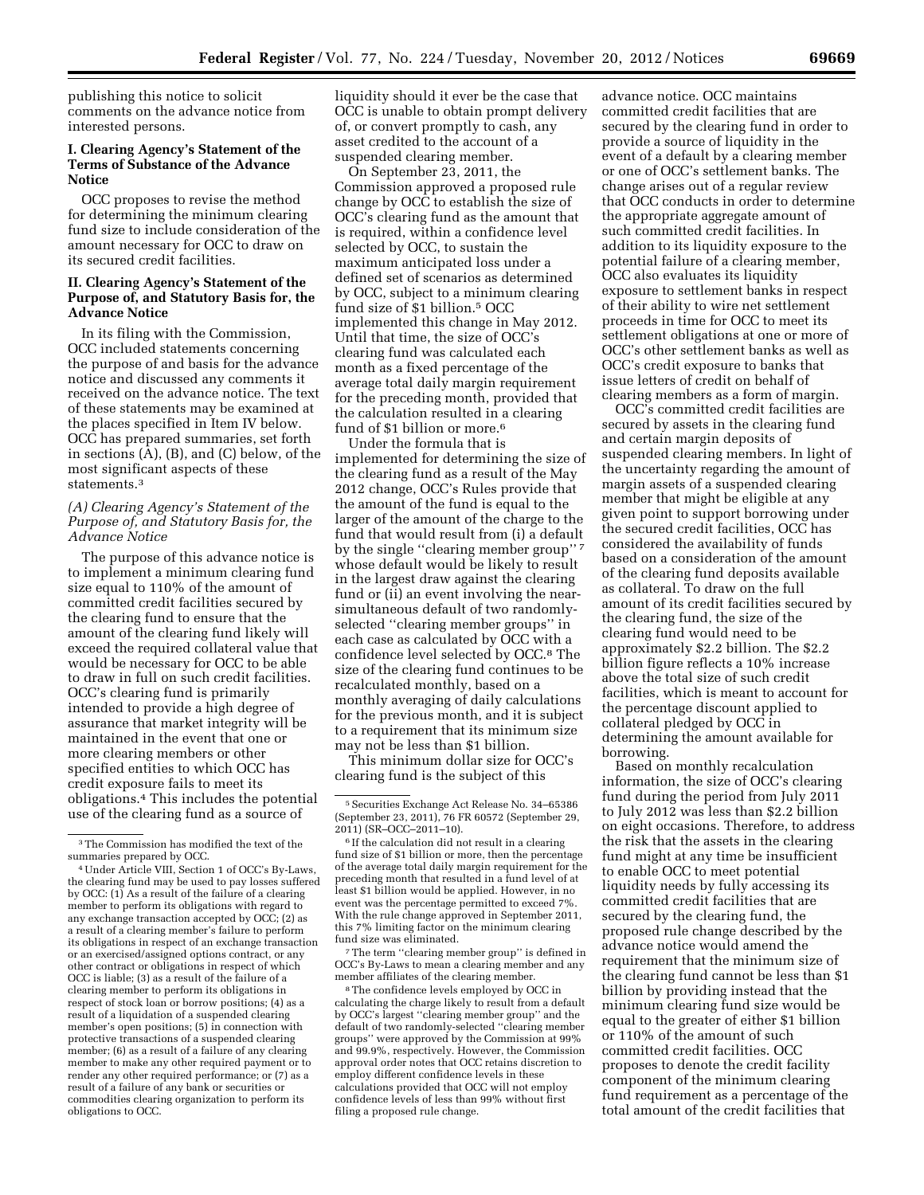publishing this notice to solicit comments on the advance notice from interested persons.

## I. Clearing Agency's Statement of the Terms of Substance of the Advance Notice

OCC proposes to revise the method for determining the minimum clearing fund size to include consideration of the amount necessary for OCC to draw on its secured credit facilities.

## II. Clearing Agency's Statement of the Purpose of, and Statutory Basis for, the Advance Notice

In its filing with the Commission, OCC included statements concerning the purpose of and basis for the advance notice and discussed any comments it received on the advance notice. The text of these statements may be examined at the places specified in Item IV below. OCC has prepared summaries, set forth in sections (A), (B), and (C) below, of the most significant aspects of these statements.[3]

### *(A) Clearing Agency's Statement of the Purpose of, and Statutory Basis for, the Advance Notice*

The purpose of this advance notice is to implement a minimum clearing fund size equal to 110% of the amount of committed credit facilities secured by the clearing fund to ensure that the amount of the clearing fund likely will exceed the required collateral value that would be necessary for OCC to be able to draw in full on such credit facilities. OCC's clearing fund is primarily intended to provide a high degree of assurance that market integrity will be maintained in the event that one or more clearing members or other specified entities to which OCC has credit exposure fails to meet its obligations.[4] This includes the potential use of the clearing fund as a source of liquidity should it ever be the case that OCC is unable to obtain prompt delivery of, or convert promptly to cash, any asset credited to the account of a suspended clearing member.

On September 23, 2011, the Commission approved a proposed rule change by OCC to establish the size of OCC's clearing fund as the amount that is required, within a confidence level selected by OCC, to sustain the maximum anticipated loss under a defined set of scenarios as determined by OCC, subject to a minimum clearing fund size of $1 billion.[5] OCC implemented this change in May 2012. Until that time, the size of OCC's clearing fund was calculated each month as a fixed percentage of the average total daily margin requirement for the preceding month, provided that the calculation resulted in a clearing fund of $1 billion or more.[6]

Under the formula that is implemented for determining the size of the clearing fund as a result of the May 2012 change, OCC's Rules provide that the amount of the fund is equal to the larger of the amount of the charge to the fund that would result from (i) a default by the single "clearing member group"[7] whose default would be likely to result in the largest draw against the clearing fund or (ii) an event involving the near-simultaneous default of two randomly-selected "clearing member groups" in each case as calculated by OCC with a confidence level selected by OCC.[8] The size of the clearing fund continues to be recalculated monthly, based on a monthly averaging of daily calculations for the previous month, and it is subject to a requirement that its minimum size may not be less than $1 billion.

This minimum dollar size for OCC's clearing fund is the subject of this advance notice. OCC maintains committed credit facilities that are secured by the clearing fund in order to provide a source of liquidity in the event of a default by a clearing member or one of OCC's settlement banks. The change arises out of a regular review that OCC conducts in order to determine the appropriate aggregate amount of such committed credit facilities. In addition to its liquidity exposure to the potential failure of a clearing member, OCC also evaluates its liquidity exposure to settlement banks in respect of their ability to wire net settlement proceeds in time for OCC to meet its settlement obligations at one or more of OCC's other settlement banks as well as OCC's credit exposure to banks that issue letters of credit on behalf of clearing members as a form of margin.

OCC's committed credit facilities are secured by assets in the clearing fund and certain margin deposits of suspended clearing members. In light of the uncertainty regarding the amount of margin assets of a suspended clearing member that might be eligible at any given point to support borrowing under the secured credit facilities, OCC has considered the availability of funds based on a consideration of the amount of the clearing fund deposits available as collateral. To draw on the full amount of its credit facilities secured by the clearing fund, the size of the clearing fund would need to be approximately $2.2 billion. The $2.2 billion figure reflects a 10% increase above the total size of such credit facilities, which is meant to account for the percentage discount applied to collateral pledged by OCC in determining the amount available for borrowing.

Based on monthly recalculation information, the size of OCC's clearing fund during the period from July 2011 to July 2012 was less than $2.2 billion on eight occasions. Therefore, to address the risk that the assets in the clearing fund might at any time be insufficient to enable OCC to meet potential liquidity needs by fully accessing its committed credit facilities that are secured by the clearing fund, the proposed rule change described by the advance notice would amend the requirement that the minimum size of the clearing fund cannot be less than $1 billion by providing instead that the minimum clearing fund size would be equal to the greater of either $1 billion or 110% of the amount of such committed credit facilities. OCC proposes to denote the credit facility component of the minimum clearing fund requirement as a percentage of the total amount of the credit facilities that

---

[3] The Commission has modified the text of the summaries prepared by OCC.

[4] Under Article VIII, Section 1 of OCC's By-Laws, the clearing fund may be used to pay losses suffered by OCC: (1) As a result of the failure of a clearing member to perform its obligations with regard to any exchange transaction accepted by OCC; (2) as a result of a clearing member's failure to perform its obligations in respect of an exchange transaction or an exercised/assigned options contract, or any other contract or obligations in respect of which OCC is liable; (3) as a result of the failure of a clearing member to perform its obligations in respect of stock loan or borrow positions; (4) as a result of a liquidation of a suspended clearing member's open positions; (5) in connection with protective transactions of a suspended clearing member; (6) as a result of a failure of any clearing member to make any other required payment or to render any other required performance; or (7) as a result of a failure of any bank or securities or commodities clearing organization to perform its obligations to OCC.

[5] Securities Exchange Act Release No. 34–65386 (September 23, 2011), 76 FR 60572 (September 29, 2011) (SR–OCC–2011–10).

[6] If the calculation did not result in a clearing fund size of $1 billion or more, then the percentage of the average total daily margin requirement for the preceding month that resulted in a fund level of at least $1 billion would be applied. However, in no event was the percentage permitted to exceed 7%. With the rule change approved in September 2011, this 7% limiting factor on the minimum clearing fund size was eliminated.

[7] The term "clearing member group" is defined in OCC's By-Laws to mean a clearing member and any member affiliates of the clearing member.

[8] The confidence levels employed by OCC in calculating the charge likely to result from a default by OCC's largest "clearing member group" and the default of two randomly-selected "clearing member groups" were approved by the Commission at 99% and 99.9%, respectively. However, the Commission approval order notes that OCC retains discretion to employ different confidence levels in these calculations provided that OCC will not employ confidence levels of less than 99% without first filing a proposed rule change.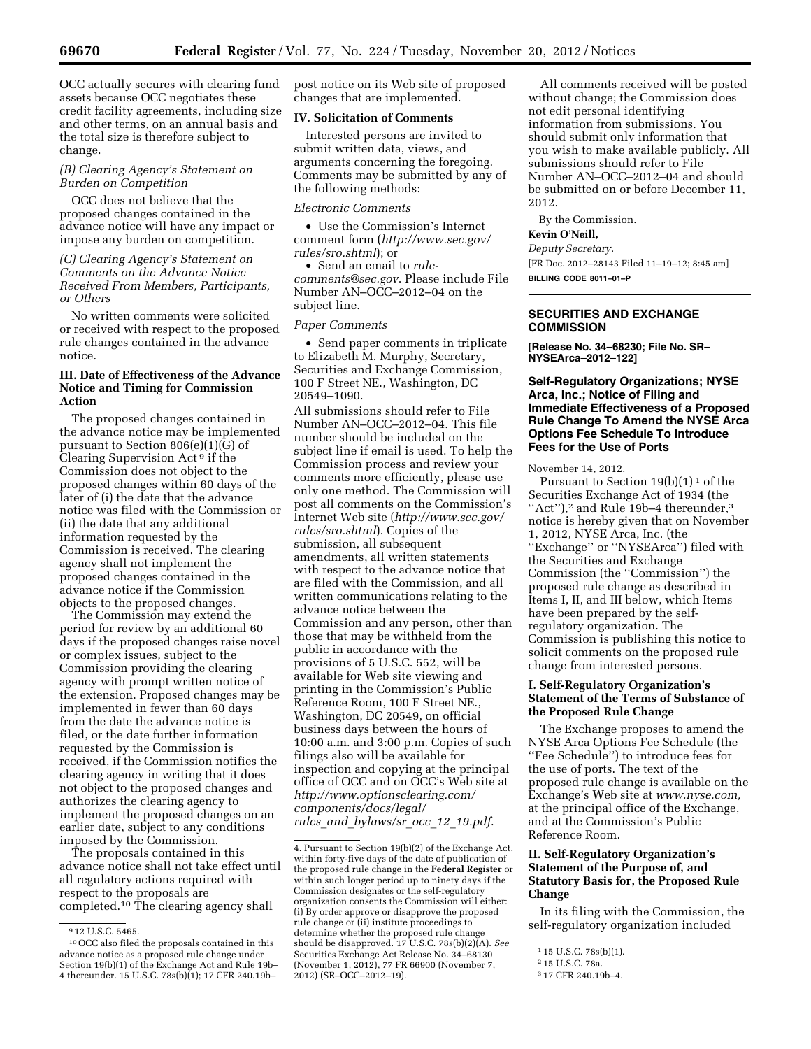OCC actually secures with clearing fund assets because OCC negotiates these credit facility agreements, including size and other terms, on an annual basis and the total size is therefore subject to change.

*(B) Clearing Agency's Statement on Burden on Competition*

OCC does not believe that the proposed changes contained in the advance notice will have any impact or impose any burden on competition.

*(C) Clearing Agency's Statement on Comments on the Advance Notice Received From Members, Participants, or Others*

No written comments were solicited or received with respect to the proposed rule changes contained in the advance notice.

## III. Date of Effectiveness of the Advance Notice and Timing for Commission Action

The proposed changes contained in the advance notice may be implemented pursuant to Section 806(e)(1)(G) of Clearing Supervision Act [9] if the Commission does not object to the proposed changes within 60 days of the later of (i) the date that the advance notice was filed with the Commission or (ii) the date that any additional information requested by the Commission is received. The clearing agency shall not implement the proposed changes contained in the advance notice if the Commission objects to the proposed changes.

The Commission may extend the period for review by an additional 60 days if the proposed changes raise novel or complex issues, subject to the Commission providing the clearing agency with prompt written notice of the extension. Proposed changes may be implemented in fewer than 60 days from the date the advance notice is filed, or the date further information requested by the Commission is received, if the Commission notifies the clearing agency in writing that it does not object to the proposed changes and authorizes the clearing agency to implement the proposed changes on an earlier date, subject to any conditions imposed by the Commission.

The proposals contained in this advance notice shall not take effect until all regulatory actions required with respect to the proposals are completed.[10] The clearing agency shall post notice on its Web site of proposed changes that are implemented.

## IV. Solicitation of Comments

Interested persons are invited to submit written data, views, and arguments concerning the foregoing. Comments may be submitted by any of the following methods:

*Electronic Comments*

- Use the Commission's Internet comment form (*http://www.sec.gov/rules/sro.shtml*); or
- Send an email to *rule-comments@sec.gov*. Please include File Number AN–OCC–2012–04 on the subject line.

*Paper Comments*

- Send paper comments in triplicate to Elizabeth M. Murphy, Secretary, Securities and Exchange Commission, 100 F Street NE., Washington, DC 20549–1090.

All submissions should refer to File Number AN–OCC–2012–04. This file number should be included on the subject line if email is used. To help the Commission process and review your comments more efficiently, please use only one method. The Commission will post all comments on the Commission's Internet Web site (*http://www.sec.gov/rules/sro.shtml*). Copies of the submission, all subsequent amendments, all written statements with respect to the advance notice that are filed with the Commission, and all written communications relating to the advance notice between the Commission and any person, other than those that may be withheld from the public in accordance with the provisions of 5 U.S.C. 552, will be available for Web site viewing and printing in the Commission's Public Reference Room, 100 F Street NE., Washington, DC 20549, on official business days between the hours of 10:00 a.m. and 3:00 p.m. Copies of such filings also will be available for inspection and copying at the principal office of OCC and on OCC's Web site at *http://www.optionsclearing.com/components/docs/legal/rules_and_bylaws/sr_occ_12_19.pdf*.

All comments received will be posted without change; the Commission does not edit personal identifying information from submissions. You should submit only information that you wish to make available publicly. All submissions should refer to File Number AN–OCC–2012–04 and should be submitted on or before December 11, 2012.

By the Commission.

**Kevin O'Neill,**

*Deputy Secretary.*

[FR Doc. 2012–28143 Filed 11–19–12; 8:45 am]

**BILLING CODE 8011–01–P**

---

[9] 12 U.S.C. 5465.

[10] OCC also filed the proposals contained in this advance notice as a proposed rule change under Section 19(b)(1) of the Exchange Act and Rule 19b–4 thereunder. 15 U.S.C. 78s(b)(1); 17 CFR 240.19b–4. Pursuant to Section 19(b)(2) of the Exchange Act, within forty-five days of the date of publication of the proposed rule change in the **Federal Register** or within such longer period up to ninety days if the Commission designates or the self-regulatory organization consents the Commission will either: (i) By order approve or disapprove the proposed rule change or (ii) institute proceedings to determine whether the proposed rule change should be disapproved. 17 U.S.C. 78s(b)(2)(A). *See* Securities Exchange Act Release No. 34–68130 (November 1, 2012), 77 FR 66900 (November 7, 2012) (SR–OCC–2012–19).

---

**SECURITIES AND EXCHANGE COMMISSION**

**[Release No. 34–68230; File No. SR–NYSEArca–2012–122]**

# Self-Regulatory Organizations; NYSE Arca, Inc.; Notice of Filing and Immediate Effectiveness of a Proposed Rule Change To Amend the NYSE Arca Options Fee Schedule To Introduce Fees for the Use of Ports

November 14, 2012.

Pursuant to Section 19(b)(1) [1] of the Securities Exchange Act of 1934 (the "Act"),[2] and Rule 19b–4 thereunder,[3] notice is hereby given that on November 1, 2012, NYSE Arca, Inc. (the "Exchange" or "NYSEArca") filed with the Securities and Exchange Commission (the "Commission") the proposed rule change as described in Items I, II, and III below, which Items have been prepared by the self-regulatory organization. The Commission is publishing this notice to solicit comments on the proposed rule change from interested persons.

## I. Self-Regulatory Organization's Statement of the Terms of Substance of the Proposed Rule Change

The Exchange proposes to amend the NYSE Arca Options Fee Schedule (the "Fee Schedule") to introduce fees for the use of ports. The text of the proposed rule change is available on the Exchange's Web site at *www.nyse.com,* at the principal office of the Exchange, and at the Commission's Public Reference Room.

## II. Self-Regulatory Organization's Statement of the Purpose of, and Statutory Basis for, the Proposed Rule Change

In its filing with the Commission, the self-regulatory organization included

---

[1] 15 U.S.C. 78s(b)(1).

[2] 15 U.S.C. 78a.

[3] 17 CFR 240.19b–4.